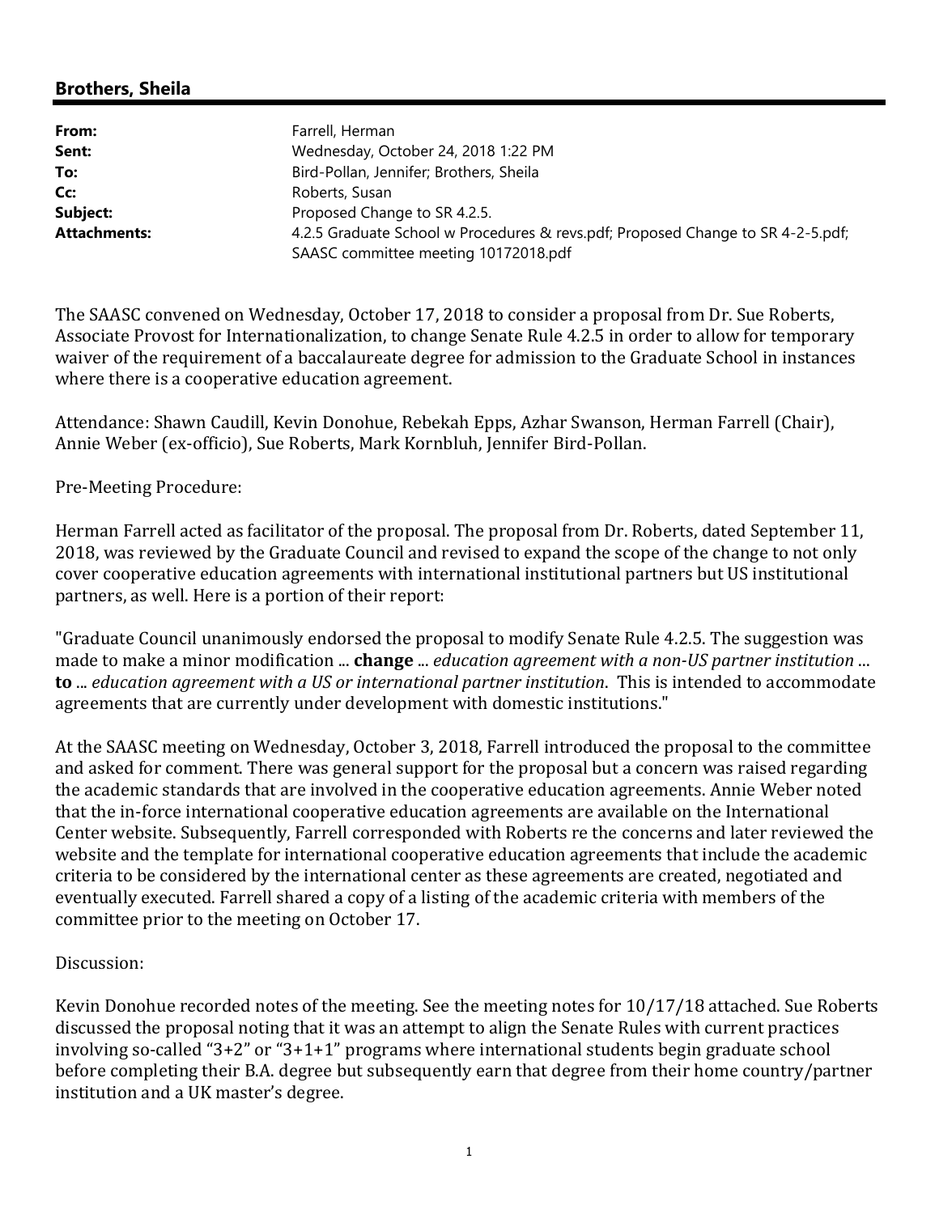## Brothers, Sheila

| | |
|---|---|
| **From:** | Farrell, Herman |
| **Sent:** | Wednesday, October 24, 2018 1:22 PM |
| **To:** | Bird-Pollan, Jennifer; Brothers, Sheila |
| **Cc:** | Roberts, Susan |
| **Subject:** | Proposed Change to SR 4.2.5. |
| **Attachments:** | 4.2.5 Graduate School w Procedures & revs.pdf; Proposed Change to SR 4-2-5.pdf; SAASC committee meeting 10172018.pdf |

The SAASC convened on Wednesday, October 17, 2018 to consider a proposal from Dr. Sue Roberts, Associate Provost for Internationalization, to change Senate Rule 4.2.5 in order to allow for temporary waiver of the requirement of a baccalaureate degree for admission to the Graduate School in instances where there is a cooperative education agreement.

Attendance: Shawn Caudill, Kevin Donohue, Rebekah Epps, Azhar Swanson, Herman Farrell (Chair), Annie Weber (ex-officio), Sue Roberts, Mark Kornbluh, Jennifer Bird-Pollan.

Pre-Meeting Procedure:

Herman Farrell acted as facilitator of the proposal. The proposal from Dr. Roberts, dated September 11, 2018, was reviewed by the Graduate Council and revised to expand the scope of the change to not only cover cooperative education agreements with international institutional partners but US institutional partners, as well. Here is a portion of their report:

"Graduate Council unanimously endorsed the proposal to modify Senate Rule 4.2.5. The suggestion was made to make a minor modification ... **change** ... *education agreement with a non-US partner institution* ... **to** ... *education agreement with a US or international partner institution*. This is intended to accommodate agreements that are currently under development with domestic institutions."

At the SAASC meeting on Wednesday, October 3, 2018, Farrell introduced the proposal to the committee and asked for comment. There was general support for the proposal but a concern was raised regarding the academic standards that are involved in the cooperative education agreements. Annie Weber noted that the in-force international cooperative education agreements are available on the International Center website. Subsequently, Farrell corresponded with Roberts re the concerns and later reviewed the website and the template for international cooperative education agreements that include the academic criteria to be considered by the international center as these agreements are created, negotiated and eventually executed. Farrell shared a copy of a listing of the academic criteria with members of the committee prior to the meeting on October 17.

Discussion:

Kevin Donohue recorded notes of the meeting. See the meeting notes for 10/17/18 attached. Sue Roberts discussed the proposal noting that it was an attempt to align the Senate Rules with current practices involving so-called "3+2" or "3+1+1" programs where international students begin graduate school before completing their B.A. degree but subsequently earn that degree from their home country/partner institution and a UK master's degree.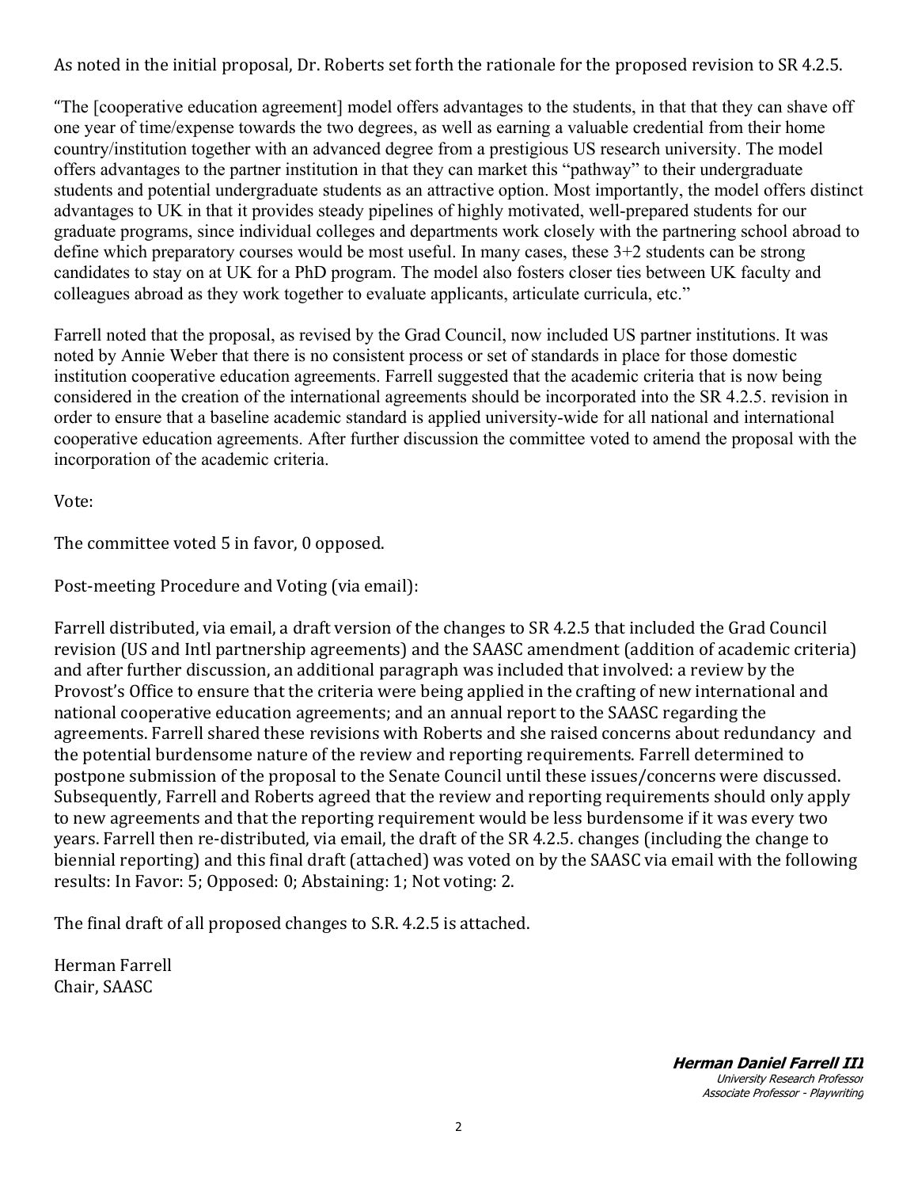As noted in the initial proposal, Dr. Roberts set forth the rationale for the proposed revision to SR 4.2.5.

"The [cooperative education agreement] model offers advantages to the students, in that that they can shave off one year of time/expense towards the two degrees, as well as earning a valuable credential from their home country/institution together with an advanced degree from a prestigious US research university. The model offers advantages to the partner institution in that they can market this "pathway" to their undergraduate students and potential undergraduate students as an attractive option. Most importantly, the model offers distinct advantages to UK in that it provides steady pipelines of highly motivated, well-prepared students for our graduate programs, since individual colleges and departments work closely with the partnering school abroad to define which preparatory courses would be most useful. In many cases, these 3+2 students can be strong candidates to stay on at UK for a PhD program. The model also fosters closer ties between UK faculty and colleagues abroad as they work together to evaluate applicants, articulate curricula, etc."

Farrell noted that the proposal, as revised by the Grad Council, now included US partner institutions. It was noted by Annie Weber that there is no consistent process or set of standards in place for those domestic institution cooperative education agreements. Farrell suggested that the academic criteria that is now being considered in the creation of the international agreements should be incorporated into the SR 4.2.5. revision in order to ensure that a baseline academic standard is applied university-wide for all national and international cooperative education agreements. After further discussion the committee voted to amend the proposal with the incorporation of the academic criteria.

Vote:

The committee voted 5 in favor, 0 opposed.

Post-meeting Procedure and Voting (via email):

Farrell distributed, via email, a draft version of the changes to SR 4.2.5 that included the Grad Council revision (US and Intl partnership agreements) and the SAASC amendment (addition of academic criteria) and after further discussion, an additional paragraph was included that involved: a review by the Provost's Office to ensure that the criteria were being applied in the crafting of new international and national cooperative education agreements; and an annual report to the SAASC regarding the agreements. Farrell shared these revisions with Roberts and she raised concerns about redundancy and the potential burdensome nature of the review and reporting requirements. Farrell determined to postpone submission of the proposal to the Senate Council until these issues/concerns were discussed. Subsequently, Farrell and Roberts agreed that the review and reporting requirements should only apply to new agreements and that the reporting requirement would be less burdensome if it was every two years. Farrell then re-distributed, via email, the draft of the SR 4.2.5. changes (including the change to biennial reporting) and this final draft (attached) was voted on by the SAASC via email with the following results: In Favor: 5; Opposed: 0; Abstaining: 1; Not voting: 2.

The final draft of all proposed changes to S.R. 4.2.5 is attached.

Herman Farrell
Chair, SAASC

**Herman Daniel Farrell III**
*University Research Professor*
*Associate Professor - Playwriting*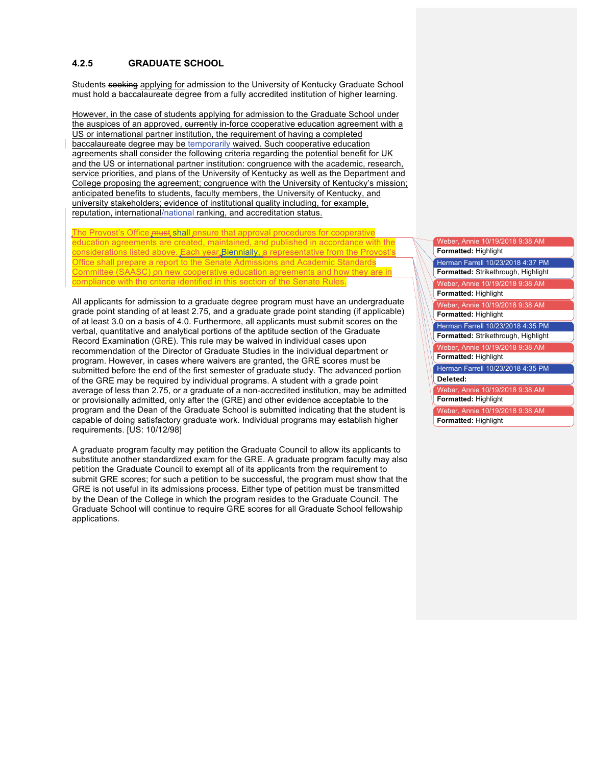### 4.2.5 GRADUATE SCHOOL

Students ~~seeking~~ applying for admission to the University of Kentucky Graduate School must hold a baccalaureate degree from a fully accredited institution of higher learning.

However, in the case of students applying for admission to the Graduate School under the auspices of an approved, ~~currently~~ in-force cooperative education agreement with a US or international partner institution, the requirement of having a completed baccalaureate degree may be temporarily waived. Such cooperative education agreements shall consider the following criteria regarding the potential benefit for UK and the US or international partner institution: congruence with the academic, research, service priorities, and plans of the University of Kentucky as well as the Department and College proposing the agreement; congruence with the University of Kentucky's mission; anticipated benefits to students, faculty members, the University of Kentucky, and university stakeholders; evidence of institutional quality including, for example, reputation, international/national ranking, and accreditation status.

The Provost's Office ~~must~~ shall ensure that approval procedures for cooperative education agreements are created, maintained, and published in accordance with the considerations listed above. ~~Each year~~ Biennially, a representative from the Provost's Office shall prepare a report to the Senate Admissions and Academic Standards Committee (SAASC) on new cooperative education agreements and how they are in compliance with the criteria identified in this section of the Senate Rules.

All applicants for admission to a graduate degree program must have an undergraduate grade point standing of at least 2.75, and a graduate grade point standing (if applicable) of at least 3.0 on a basis of 4.0. Furthermore, all applicants must submit scores on the verbal, quantitative and analytical portions of the aptitude section of the Graduate Record Examination (GRE). This rule may be waived in individual cases upon recommendation of the Director of Graduate Studies in the individual department or program. However, in cases where waivers are granted, the GRE scores must be submitted before the end of the first semester of graduate study. The advanced portion of the GRE may be required by individual programs. A student with a grade point average of less than 2.75, or a graduate of a non-accredited institution, may be admitted or provisionally admitted, only after the (GRE) and other evidence acceptable to the program and the Dean of the Graduate School is submitted indicating that the student is capable of doing satisfactory graduate work. Individual programs may establish higher requirements. [US: 10/12/98]

A graduate program faculty may petition the Graduate Council to allow its applicants to substitute another standardized exam for the GRE. A graduate program faculty may also petition the Graduate Council to exempt all of its applicants from the requirement to submit GRE scores; for such a petition to be successful, the program must show that the GRE is not useful in its admissions process. Either type of petition must be transmitted by the Dean of the College in which the program resides to the Graduate Council. The Graduate School will continue to require GRE scores for all Graduate School fellowship applications.

Weber, Annie 10/19/2018 9:38 AM
**Formatted:** Highlight

Herman Farrell 10/23/2018 4:37 PM
**Formatted:** Strikethrough, Highlight

Weber, Annie 10/19/2018 9:38 AM
**Formatted:** Highlight

Weber, Annie 10/19/2018 9:38 AM
**Formatted:** Highlight

Herman Farrell 10/23/2018 4:35 PM
**Formatted:** Strikethrough, Highlight

Weber, Annie 10/19/2018 9:38 AM
**Formatted:** Highlight

Herman Farrell 10/23/2018 4:35 PM
**Deleted:**

Weber, Annie 10/19/2018 9:38 AM
**Formatted:** Highlight

Weber, Annie 10/19/2018 9:38 AM
**Formatted:** Highlight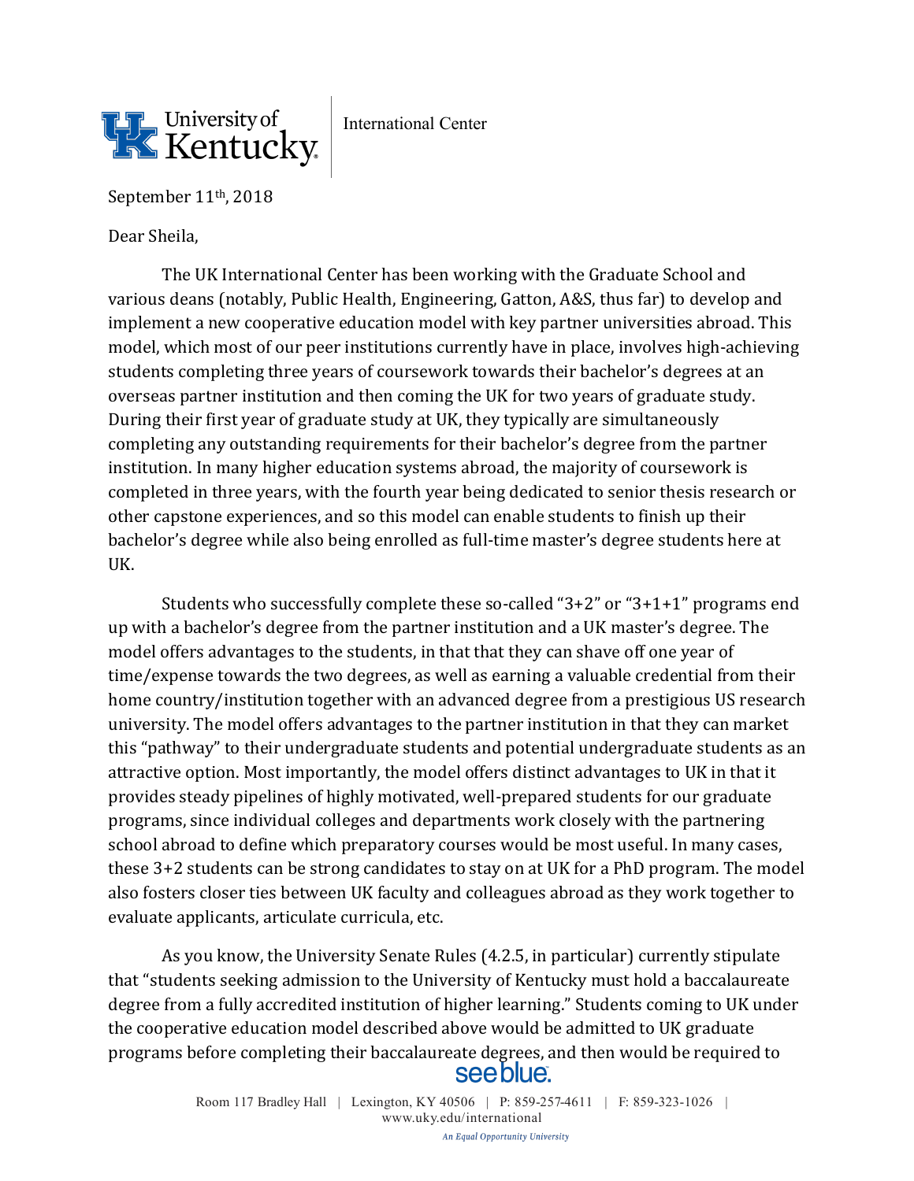University of Kentucky | International Center

September 11th, 2018

Dear Sheila,

The UK International Center has been working with the Graduate School and various deans (notably, Public Health, Engineering, Gatton, A&S, thus far) to develop and implement a new cooperative education model with key partner universities abroad. This model, which most of our peer institutions currently have in place, involves high-achieving students completing three years of coursework towards their bachelor's degrees at an overseas partner institution and then coming the UK for two years of graduate study. During their first year of graduate study at UK, they typically are simultaneously completing any outstanding requirements for their bachelor's degree from the partner institution. In many higher education systems abroad, the majority of coursework is completed in three years, with the fourth year being dedicated to senior thesis research or other capstone experiences, and so this model can enable students to finish up their bachelor's degree while also being enrolled as full-time master's degree students here at UK.

Students who successfully complete these so-called "3+2" or "3+1+1" programs end up with a bachelor's degree from the partner institution and a UK master's degree. The model offers advantages to the students, in that that they can shave off one year of time/expense towards the two degrees, as well as earning a valuable credential from their home country/institution together with an advanced degree from a prestigious US research university. The model offers advantages to the partner institution in that they can market this "pathway" to their undergraduate students and potential undergraduate students as an attractive option. Most importantly, the model offers distinct advantages to UK in that it provides steady pipelines of highly motivated, well-prepared students for our graduate programs, since individual colleges and departments work closely with the partnering school abroad to define which preparatory courses would be most useful. In many cases, these 3+2 students can be strong candidates to stay on at UK for a PhD program. The model also fosters closer ties between UK faculty and colleagues abroad as they work together to evaluate applicants, articulate curricula, etc.

As you know, the University Senate Rules (4.2.5, in particular) currently stipulate that "students seeking admission to the University of Kentucky must hold a baccalaureate degree from a fully accredited institution of higher learning." Students coming to UK under the cooperative education model described above would be admitted to UK graduate programs before completing their baccalaureate degrees, and then would be required to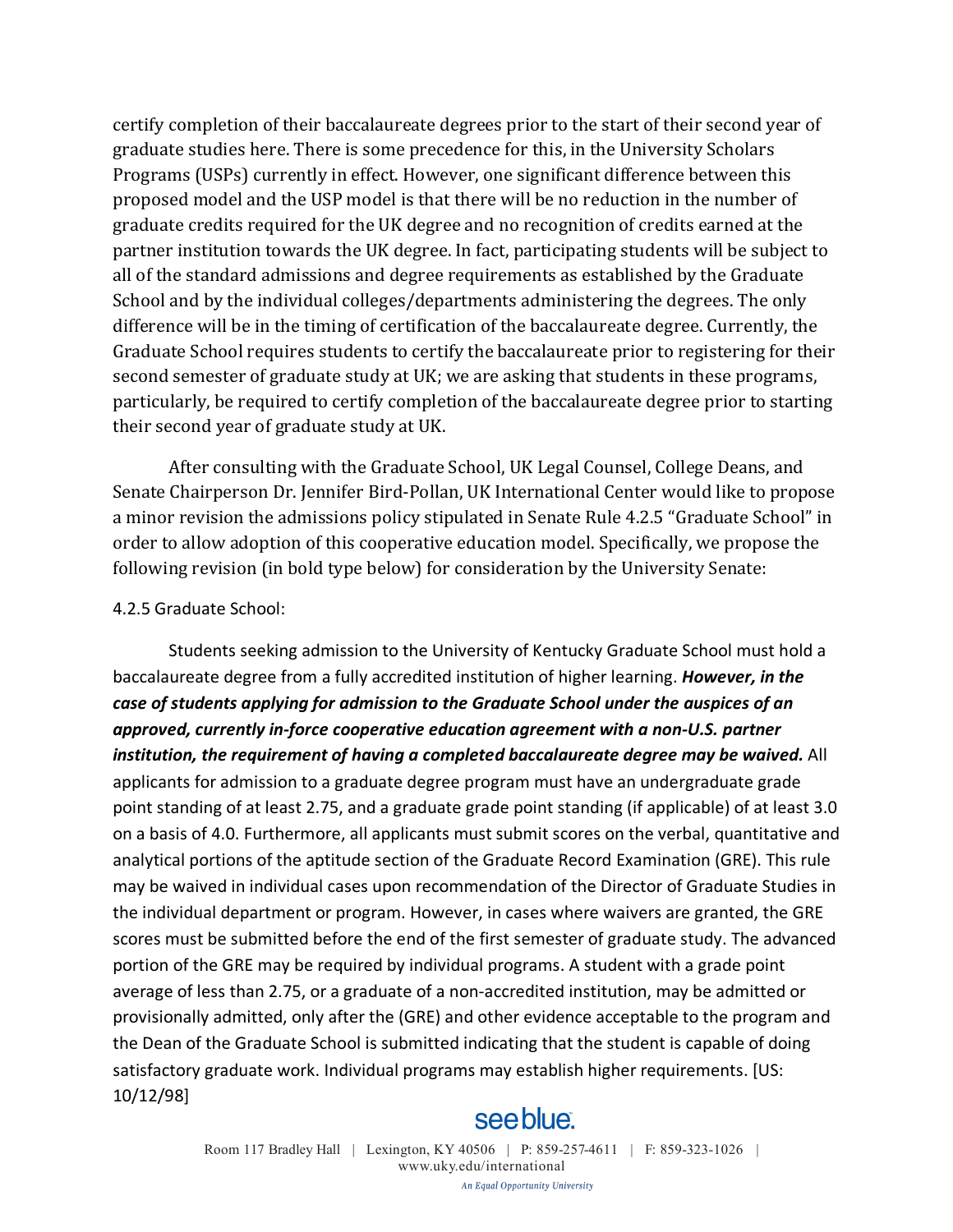certify completion of their baccalaureate degrees prior to the start of their second year of graduate studies here. There is some precedence for this, in the University Scholars Programs (USPs) currently in effect. However, one significant difference between this proposed model and the USP model is that there will be no reduction in the number of graduate credits required for the UK degree and no recognition of credits earned at the partner institution towards the UK degree. In fact, participating students will be subject to all of the standard admissions and degree requirements as established by the Graduate School and by the individual colleges/departments administering the degrees. The only difference will be in the timing of certification of the baccalaureate degree. Currently, the Graduate School requires students to certify the baccalaureate prior to registering for their second semester of graduate study at UK; we are asking that students in these programs, particularly, be required to certify completion of the baccalaureate degree prior to starting their second year of graduate study at UK.

After consulting with the Graduate School, UK Legal Counsel, College Deans, and Senate Chairperson Dr. Jennifer Bird-Pollan, UK International Center would like to propose a minor revision the admissions policy stipulated in Senate Rule 4.2.5 "Graduate School" in order to allow adoption of this cooperative education model. Specifically, we propose the following revision (in bold type below) for consideration by the University Senate:

4.2.5 Graduate School:

Students seeking admission to the University of Kentucky Graduate School must hold a baccalaureate degree from a fully accredited institution of higher learning. ***However, in the case of students applying for admission to the Graduate School under the auspices of an approved, currently in-force cooperative education agreement with a non-U.S. partner institution, the requirement of having a completed baccalaureate degree may be waived.*** All applicants for admission to a graduate degree program must have an undergraduate grade point standing of at least 2.75, and a graduate grade point standing (if applicable) of at least 3.0 on a basis of 4.0. Furthermore, all applicants must submit scores on the verbal, quantitative and analytical portions of the aptitude section of the Graduate Record Examination (GRE). This rule may be waived in individual cases upon recommendation of the Director of Graduate Studies in the individual department or program. However, in cases where waivers are granted, the GRE scores must be submitted before the end of the first semester of graduate study. The advanced portion of the GRE may be required by individual programs. A student with a grade point average of less than 2.75, or a graduate of a non-accredited institution, may be admitted or provisionally admitted, only after the (GRE) and other evidence acceptable to the program and the Dean of the Graduate School is submitted indicating that the student is capable of doing satisfactory graduate work. Individual programs may establish higher requirements. [US: 10/12/98]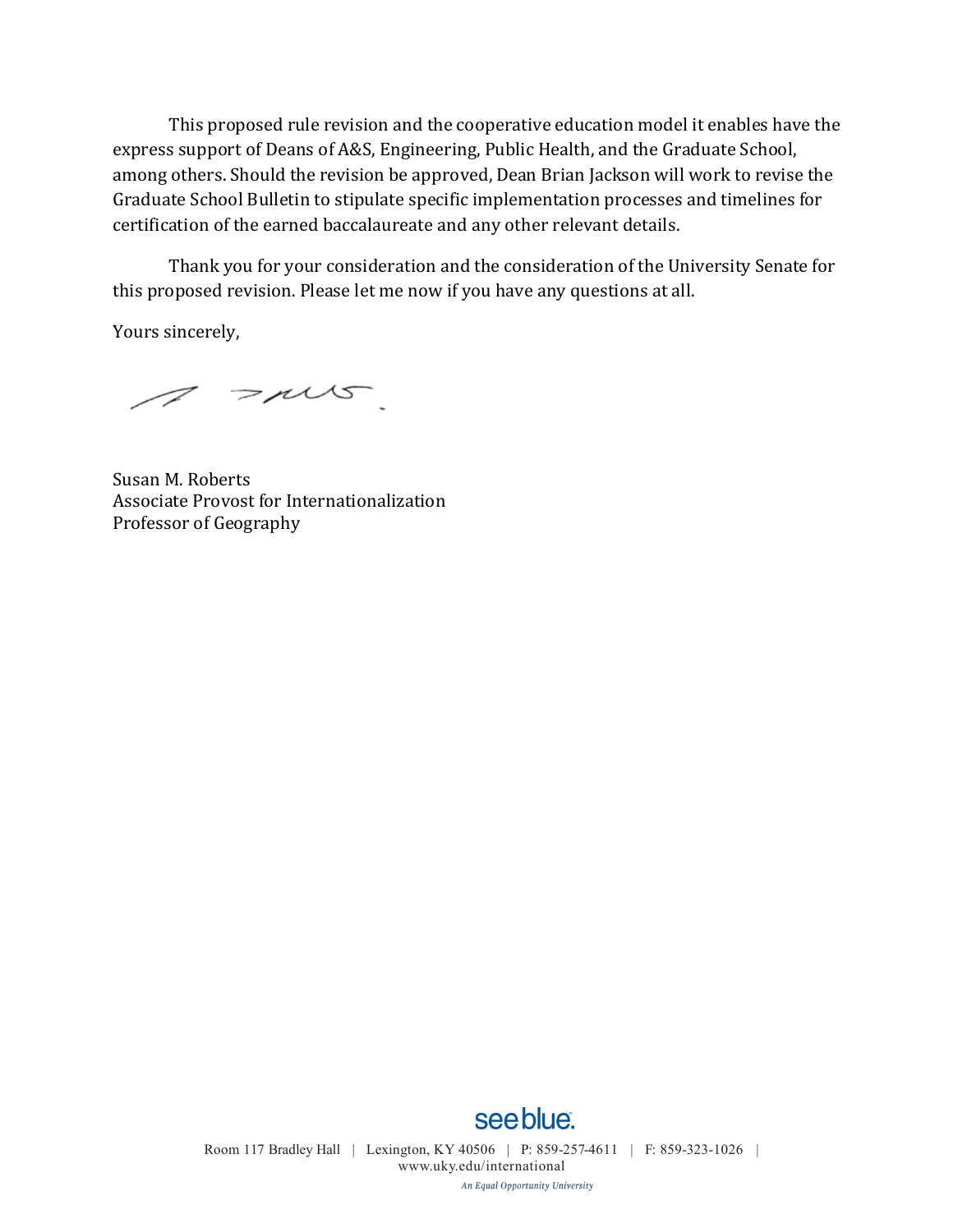This proposed rule revision and the cooperative education model it enables have the express support of Deans of A&S, Engineering, Public Health, and the Graduate School, among others. Should the revision be approved, Dean Brian Jackson will work to revise the Graduate School Bulletin to stipulate specific implementation processes and timelines for certification of the earned baccalaureate and any other relevant details.

Thank you for your consideration and the consideration of the University Senate for this proposed revision. Please let me now if you have any questions at all.

Yours sincerely,

Susan M. Roberts
Associate Provost for Internationalization
Professor of Geography

see blue.

Room 117 Bradley Hall | Lexington, KY 40506 | P: 859-257-4611 | F: 859-323-1026 | www.uky.edu/international

*An Equal Opportunity University*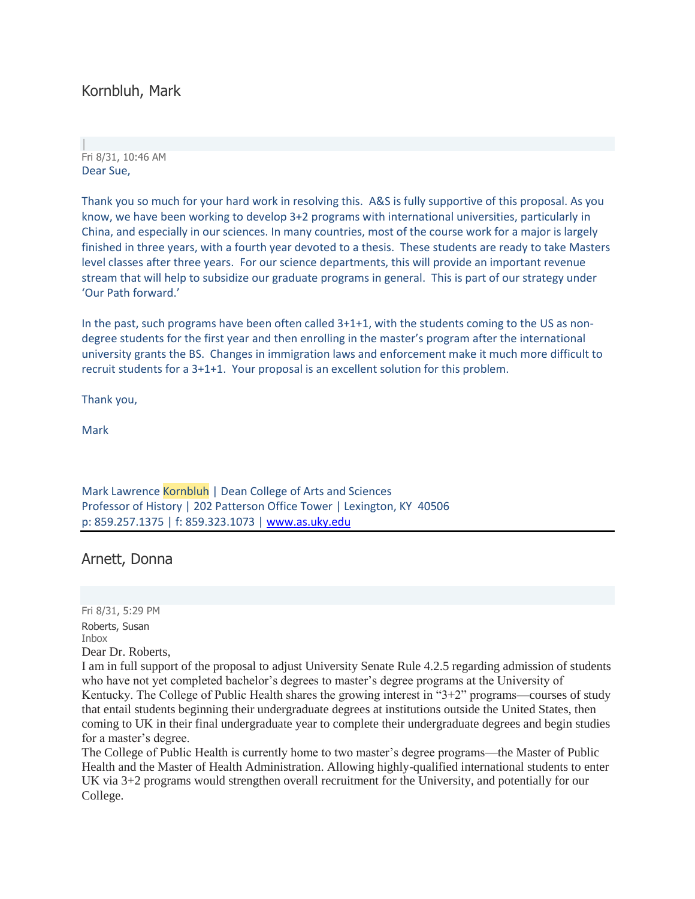## Kornbluh, Mark

|
Fri 8/31, 10:46 AM

Dear Sue,

Thank you so much for your hard work in resolving this. A&S is fully supportive of this proposal. As you know, we have been working to develop 3+2 programs with international universities, particularly in China, and especially in our sciences. In many countries, most of the course work for a major is largely finished in three years, with a fourth year devoted to a thesis. These students are ready to take Masters level classes after three years. For our science departments, this will provide an important revenue stream that will help to subsidize our graduate programs in general. This is part of our strategy under 'Our Path forward.'

In the past, such programs have been often called 3+1+1, with the students coming to the US as non-degree students for the first year and then enrolling in the master's program after the international university grants the BS. Changes in immigration laws and enforcement make it much more difficult to recruit students for a 3+1+1. Your proposal is an excellent solution for this problem.

Thank you,

Mark

Mark Lawrence Kornbluh | Dean College of Arts and Sciences
Professor of History | 202 Patterson Office Tower | Lexington, KY 40506
p: 859.257.1375 | f: 859.323.1073 | www.as.uky.edu

---

## Arnett, Donna

Fri 8/31, 5:29 PM
Roberts, Susan
Inbox

Dear Dr. Roberts,

I am in full support of the proposal to adjust University Senate Rule 4.2.5 regarding admission of students who have not yet completed bachelor's degrees to master's degree programs at the University of Kentucky. The College of Public Health shares the growing interest in "3+2" programs—courses of study that entail students beginning their undergraduate degrees at institutions outside the United States, then coming to UK in their final undergraduate year to complete their undergraduate degrees and begin studies for a master's degree.

The College of Public Health is currently home to two master's degree programs—the Master of Public Health and the Master of Health Administration. Allowing highly-qualified international students to enter UK via 3+2 programs would strengthen overall recruitment for the University, and potentially for our College.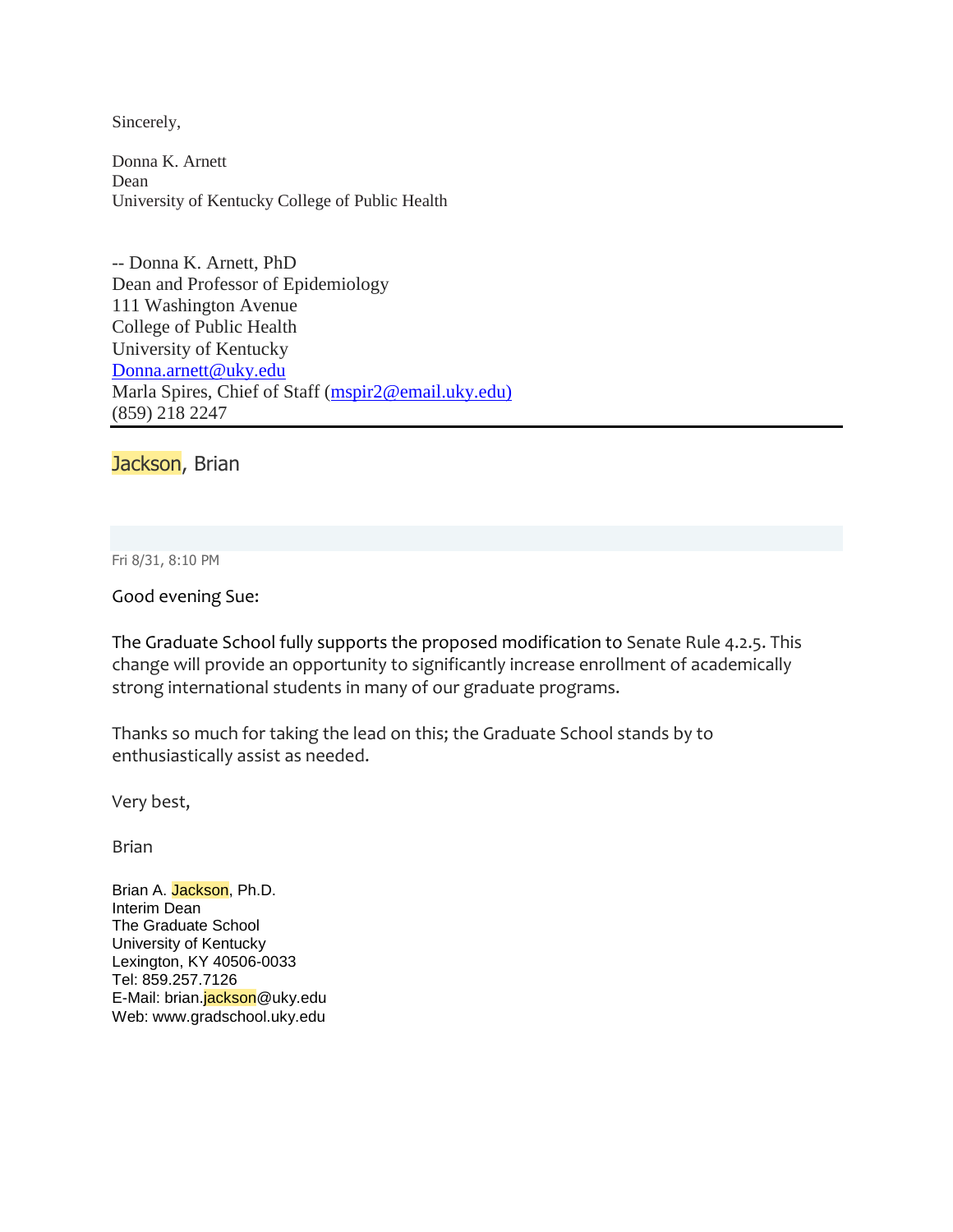Sincerely,

Donna K. Arnett
Dean
University of Kentucky College of Public Health

-- Donna K. Arnett, PhD
Dean and Professor of Epidemiology
111 Washington Avenue
College of Public Health
University of Kentucky
Donna.arnett@uky.edu
Marla Spires, Chief of Staff (mspir2@email.uky.edu)
(859) 218 2247

---

Jackson, Brian

Fri 8/31, 8:10 PM

Good evening Sue:

The Graduate School fully supports the proposed modification to Senate Rule 4.2.5. This change will provide an opportunity to significantly increase enrollment of academically strong international students in many of our graduate programs.

Thanks so much for taking the lead on this; the Graduate School stands by to enthusiastically assist as needed.

Very best,

Brian

Brian A. Jackson, Ph.D.
Interim Dean
The Graduate School
University of Kentucky
Lexington, KY 40506-0033
Tel: 859.257.7126
E-Mail: brian.jackson@uky.edu
Web: www.gradschool.uky.edu